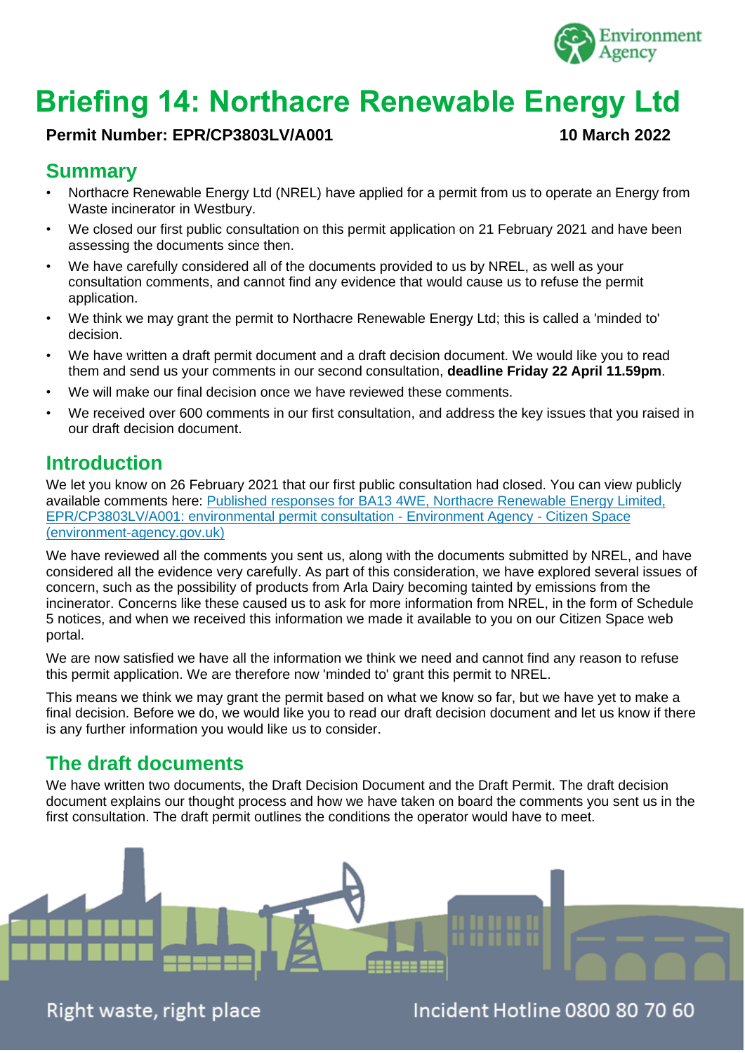# Briefing 14: Northacre Renewable Energy Ltd

**Permit Number: EPR/CP3803LV/A001** **10 March 2022**

## Summary

- Northacre Renewable Energy Ltd (NREL) have applied for a permit from us to operate an Energy from Waste incinerator in Westbury.
- We closed our first public consultation on this permit application on 21 February 2021 and have been assessing the documents since then.
- We have carefully considered all of the documents provided to us by NREL, as well as your consultation comments, and cannot find any evidence that would cause us to refuse the permit application.
- We think we may grant the permit to Northacre Renewable Energy Ltd; this is called a 'minded to' decision.
- We have written a draft permit document and a draft decision document. We would like you to read them and send us your comments in our second consultation, **deadline Friday 22 April 11.59pm**.
- We will make our final decision once we have reviewed these comments.
- We received over 600 comments in our first consultation, and address the key issues that you raised in our draft decision document.

## Introduction

We let you know on 26 February 2021 that our first public consultation had closed. You can view publicly available comments here: [Published responses for BA13 4WE, Northacre Renewable Energy Limited, EPR/CP3803LV/A001: environmental permit consultation - Environment Agency - Citizen Space (environment-agency.gov.uk)]

We have reviewed all the comments you sent us, along with the documents submitted by NREL, and have considered all the evidence very carefully. As part of this consideration, we have explored several issues of concern, such as the possibility of products from Arla Dairy becoming tainted by emissions from the incinerator. Concerns like these caused us to ask for more information from NREL, in the form of Schedule 5 notices, and when we received this information we made it available to you on our Citizen Space web portal.

We are now satisfied we have all the information we think we need and cannot find any reason to refuse this permit application. We are therefore now 'minded to' grant this permit to NREL.

This means we think we may grant the permit based on what we know so far, but we have yet to make a final decision. Before we do, we would like you to read our draft decision document and let us know if there is any further information you would like us to consider.

## The draft documents

We have written two documents, the Draft Decision Document and the Draft Permit. The draft decision document explains our thought process and how we have taken on board the comments you sent us in the first consultation. The draft permit outlines the conditions the operator would have to meet.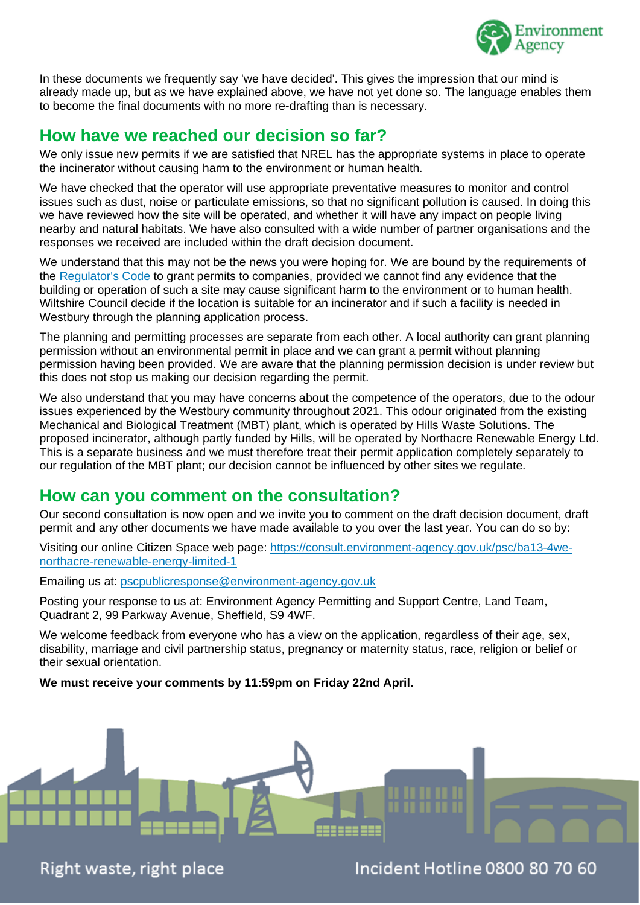In these documents we frequently say 'we have decided'. This gives the impression that our mind is already made up, but as we have explained above, we have not yet done so. The language enables them to become the final documents with no more re-drafting than is necessary.

## How have we reached our decision so far?

We only issue new permits if we are satisfied that NREL has the appropriate systems in place to operate the incinerator without causing harm to the environment or human health.

We have checked that the operator will use appropriate preventative measures to monitor and control issues such as dust, noise or particulate emissions, so that no significant pollution is caused. In doing this we have reviewed how the site will be operated, and whether it will have any impact on people living nearby and natural habitats. We have also consulted with a wide number of partner organisations and the responses we received are included within the draft decision document.

We understand that this may not be the news you were hoping for. We are bound by the requirements of the Regulator's Code to grant permits to companies, provided we cannot find any evidence that the building or operation of such a site may cause significant harm to the environment or to human health. Wiltshire Council decide if the location is suitable for an incinerator and if such a facility is needed in Westbury through the planning application process.

The planning and permitting processes are separate from each other. A local authority can grant planning permission without an environmental permit in place and we can grant a permit without planning permission having been provided. We are aware that the planning permission decision is under review but this does not stop us making our decision regarding the permit.

We also understand that you may have concerns about the competence of the operators, due to the odour issues experienced by the Westbury community throughout 2021. This odour originated from the existing Mechanical and Biological Treatment (MBT) plant, which is operated by Hills Waste Solutions. The proposed incinerator, although partly funded by Hills, will be operated by Northacre Renewable Energy Ltd. This is a separate business and we must therefore treat their permit application completely separately to our regulation of the MBT plant; our decision cannot be influenced by other sites we regulate.

## How can you comment on the consultation?

Our second consultation is now open and we invite you to comment on the draft decision document, draft permit and any other documents we have made available to you over the last year. You can do so by:

Visiting our online Citizen Space web page: https://consult.environment-agency.gov.uk/psc/ba13-4we-northacre-renewable-energy-limited-1

Emailing us at: pscpublicresponse@environment-agency.gov.uk

Posting your response to us at: Environment Agency Permitting and Support Centre, Land Team, Quadrant 2, 99 Parkway Avenue, Sheffield, S9 4WF.

We welcome feedback from everyone who has a view on the application, regardless of their age, sex, disability, marriage and civil partnership status, pregnancy or maternity status, race, religion or belief or their sexual orientation.

**We must receive your comments by 11:59pm on Friday 22nd April.**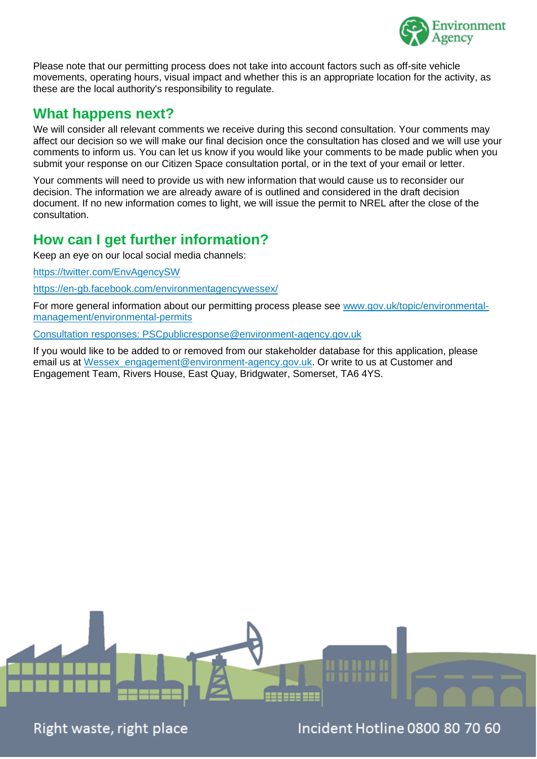Please note that our permitting process does not take into account factors such as off-site vehicle movements, operating hours, visual impact and whether this is an appropriate location for the activity, as these are the local authority's responsibility to regulate.

## What happens next?

We will consider all relevant comments we receive during this second consultation. Your comments may affect our decision so we will make our final decision once the consultation has closed and we will use your comments to inform us. You can let us know if you would like your comments to be made public when you submit your response on our Citizen Space consultation portal, or in the text of your email or letter.

Your comments will need to provide us with new information that would cause us to reconsider our decision. The information we are already aware of is outlined and considered in the draft decision document. If no new information comes to light, we will issue the permit to NREL after the close of the consultation.

## How can I get further information?

Keep an eye on our local social media channels:

https://twitter.com/EnvAgencySW

https://en-gb.facebook.com/environmentagencywessex/

For more general information about our permitting process please see www.gov.uk/topic/environmental-management/environmental-permits

Consultation responses: PSCpublicresponse@environment-agency.gov.uk

If you would like to be added to or removed from our stakeholder database for this application, please email us at Wessex_engagement@environment-agency.gov.uk. Or write to us at Customer and Engagement Team, Rivers House, East Quay, Bridgwater, Somerset, TA6 4YS.

Right waste, right place

Incident Hotline 0800 80 70 60